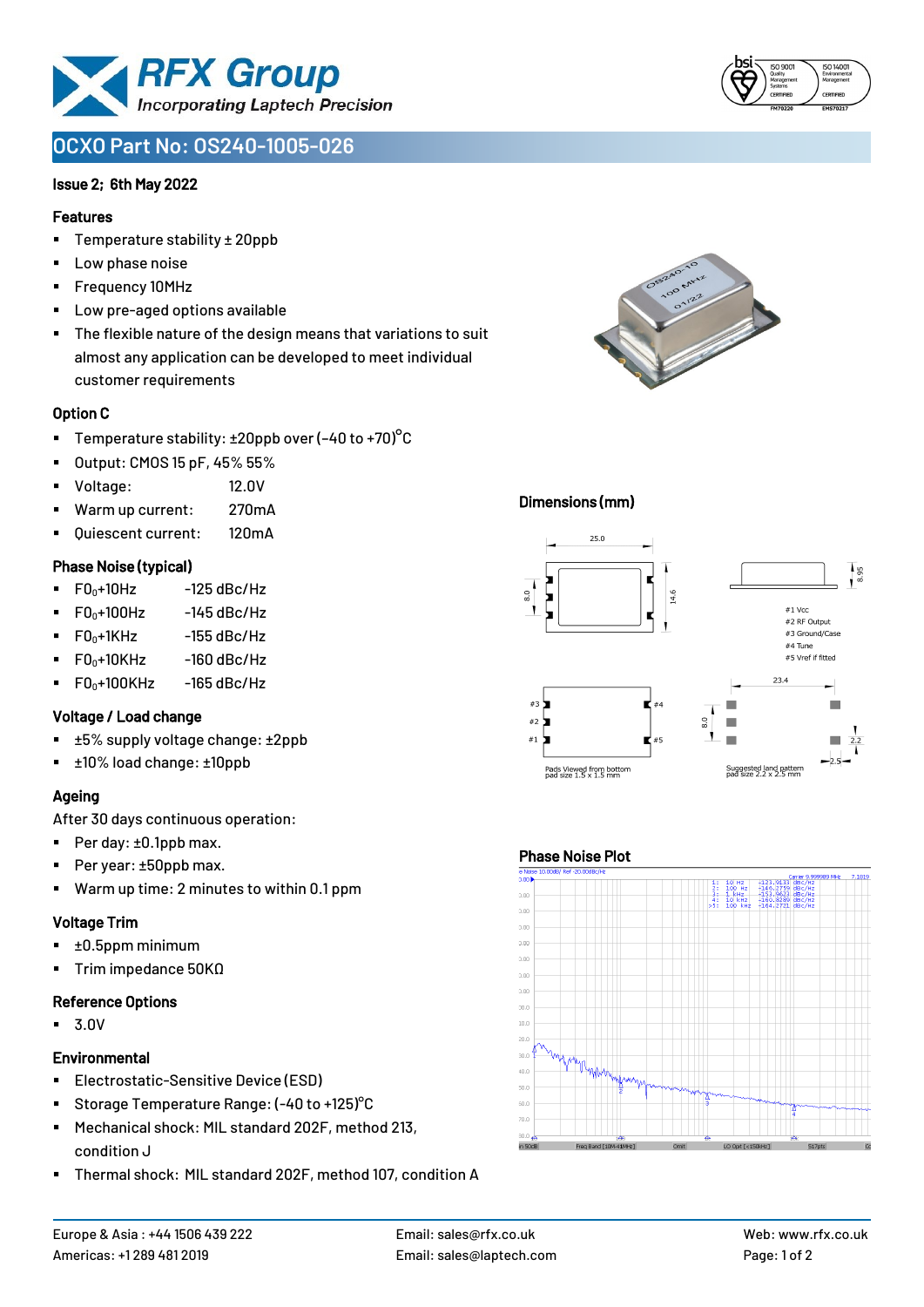# OCXO Part No: OS240-1005-026

**Issue 2; 6th May 2022**

## Features

- Temperature stability ± 20ppb
- Low phase noise
- Frequency 10MHz
- Low pre-aged options available
- The flexible nature of the design means that variations to suit almost any application can be developed to meet individual customer requirements

## Option C

- Temperature stability: ±20ppb over (-40 to +70)°C
- Output: CMOS 15 pF, 45% 55%
- Voltage: 12.0V
- Warm up current: 270mA
- Quiescent current: 120mA

## Phase Noise (typical)

- $F0_0$+10Hz -125 dBc/Hz
- $F0_0$+100Hz -145 dBc/Hz
- $F0_0$+1KHz -155 dBc/Hz
- $F0_0$+10KHz -160 dBc/Hz
- $F0_0$+100KHz -165 dBc/Hz

## Voltage / Load change

- ±5% supply voltage change: ±2ppb
- ±10% load change: ±10ppb

## Ageing

After 30 days continuous operation:

- Per day: ±0.1ppb max.
- Per year: ±50ppb max.
- Warm up time: 2 minutes to within 0.1 ppm

## Voltage Trim

- ±0.5ppm minimum
- Trim impedance 50KΩ

## Reference Options

- 3.0V

## Environmental

- Electrostatic-Sensitive Device (ESD)
- Storage Temperature Range: (-40 to +125)°C
- Mechanical shock: MIL standard 202F, method 213, condition J
- Thermal shock: MIL standard 202F, method 107, condition A

## Dimensions (mm)

25.0; 14.6; 8.0; 8.95

#1 Vcc
#2 RF Output
#3 Ground/Case
#4 Tune
#5 Vref if fitted

Pads Viewed from bottom pad size 1.5 x 1.5 mm

23.4; 8.0; 2.2; 2.5

Suggested land pattern pad size 2.2 x 2.5 mm

## Phase Noise Plot

1: 10 Hz -123.9133 dBc/Hz
2: 100 Hz -146.2759 dBc/Hz
3: 1 kHz -153.9623 dBc/Hz
4: 10 kHz -160.8289 dBc/Hz
>5: 100 kHz -164.2721 dBc/Hz

Europe & Asia : +44 1506 439 222
Americas: +1 289 481 2019
Email: sales@rfx.co.uk
Email: sales@laptech.com
Web: www.rfx.co.uk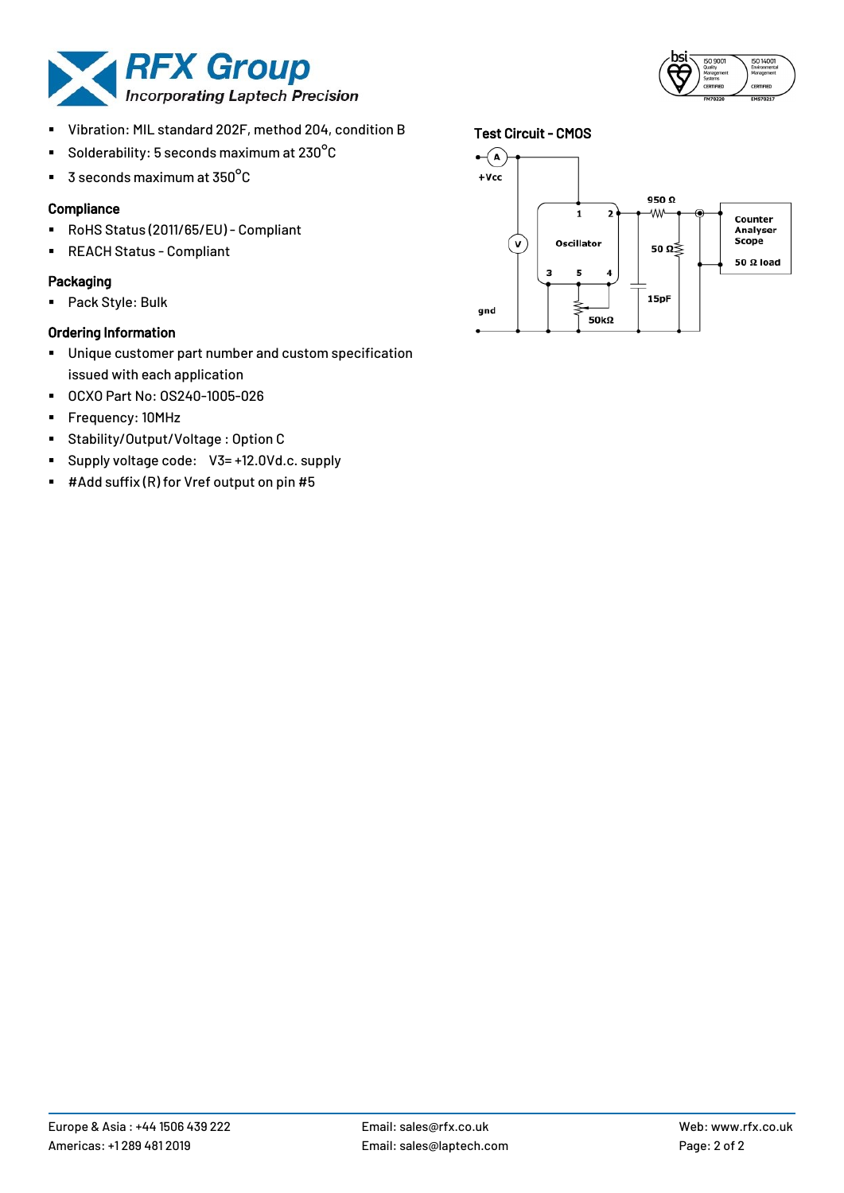- Vibration: MIL standard 202F, method 204, condition B
- Solderability: 5 seconds maximum at 230°C
- 3 seconds maximum at 350°C

### Compliance

- RoHS Status (2011/65/EU) - Compliant
- REACH Status - Compliant

### Packaging

- Pack Style: Bulk

### Ordering Information

- Unique customer part number and custom specification issued with each application
- OCXO Part No: OS240-1005-026
- Frequency: 10MHz
- Stability/Output/Voltage : Option C
- Supply voltage code:  V3= +12.0Vd.c. supply
- #Add suffix (R) for Vref output on pin #5

### Test Circuit - CMOS

A
+Vcc
V
Oscillator
1
2
3
5
4
gnd
50kΩ
950 Ω
50 Ω
15pF
Counter
Analyser
Scope
50 Ω load